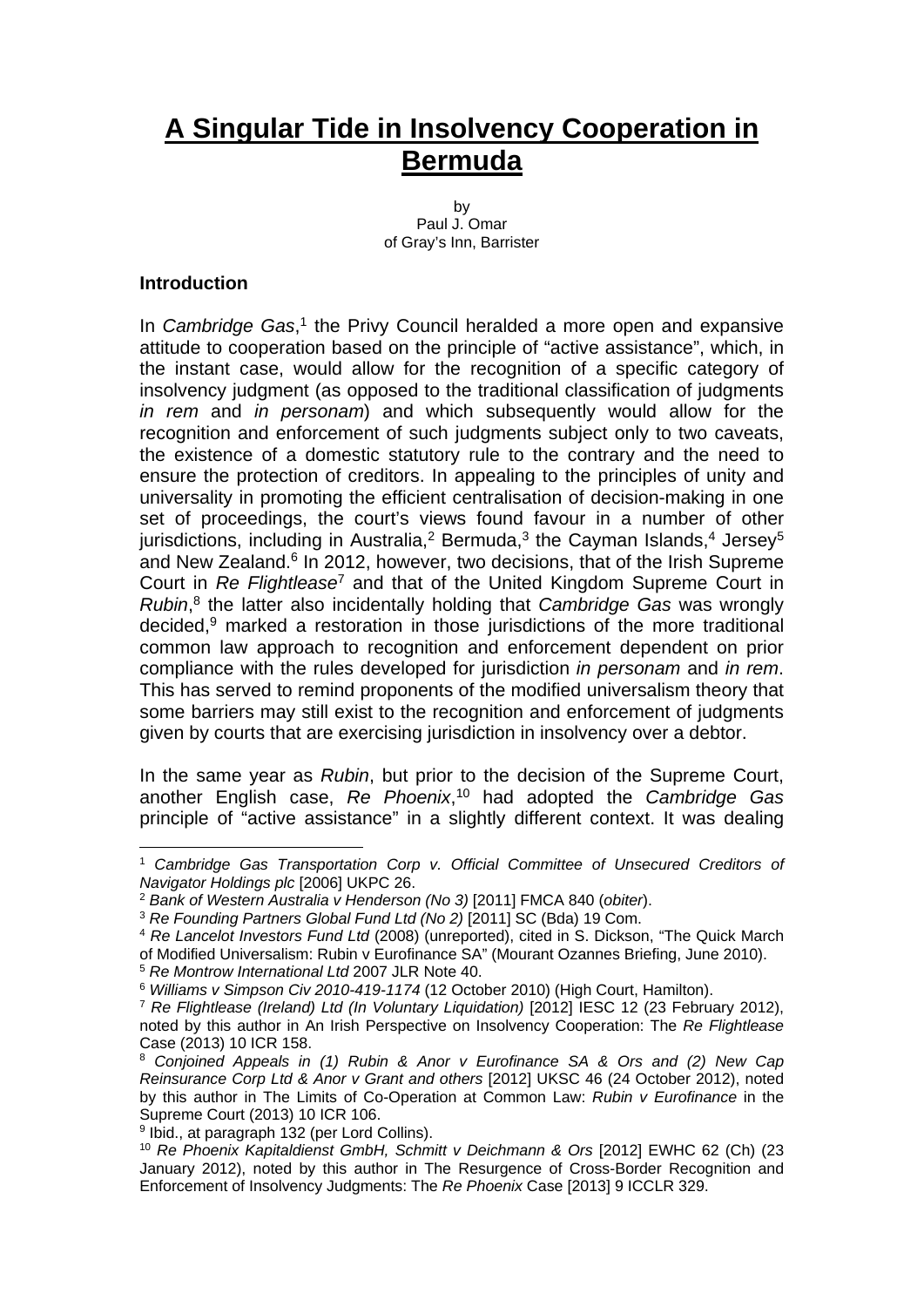# A Singular Tide in Insolvency Cooperation in Bermuda

by
Paul J. Omar
of Gray's Inn, Barrister

### Introduction

In *Cambridge Gas*,[1] the Privy Council heralded a more open and expansive attitude to cooperation based on the principle of "active assistance", which, in the instant case, would allow for the recognition of a specific category of insolvency judgment (as opposed to the traditional classification of judgments *in rem* and *in personam*) and which subsequently would allow for the recognition and enforcement of such judgments subject only to two caveats, the existence of a domestic statutory rule to the contrary and the need to ensure the protection of creditors. In appealing to the principles of unity and universality in promoting the efficient centralisation of decision-making in one set of proceedings, the court's views found favour in a number of other jurisdictions, including in Australia,[2] Bermuda,[3] the Cayman Islands,[4] Jersey[5] and New Zealand.[6] In 2012, however, two decisions, that of the Irish Supreme Court in *Re Flightlease*[7] and that of the United Kingdom Supreme Court in *Rubin*,[8] the latter also incidentally holding that *Cambridge Gas* was wrongly decided,[9] marked a restoration in those jurisdictions of the more traditional common law approach to recognition and enforcement dependent on prior compliance with the rules developed for jurisdiction *in personam* and *in rem*. This has served to remind proponents of the modified universalism theory that some barriers may still exist to the recognition and enforcement of judgments given by courts that are exercising jurisdiction in insolvency over a debtor.

In the same year as *Rubin*, but prior to the decision of the Supreme Court, another English case, *Re Phoenix*,[10] had adopted the *Cambridge Gas* principle of "active assistance" in a slightly different context. It was dealing

---

[1] *Cambridge Gas Transportation Corp v. Official Committee of Unsecured Creditors of Navigator Holdings plc* [2006] UKPC 26.

[2] *Bank of Western Australia v Henderson (No 3)* [2011] FMCA 840 (*obiter*).

[3] *Re Founding Partners Global Fund Ltd (No 2)* [2011] SC (Bda) 19 Com.

[4] *Re Lancelot Investors Fund Ltd* (2008) (unreported), cited in S. Dickson, "The Quick March of Modified Universalism: Rubin v Eurofinance SA" (Mourant Ozannes Briefing, June 2010).

[5] *Re Montrow International Ltd* 2007 JLR Note 40.

[6] *Williams v Simpson Civ 2010-419-1174* (12 October 2010) (High Court, Hamilton).

[7] *Re Flightlease (Ireland) Ltd (In Voluntary Liquidation)* [2012] IESC 12 (23 February 2012), noted by this author in An Irish Perspective on Insolvency Cooperation: The *Re Flightlease* Case (2013) 10 ICR 158.

[8] *Conjoined Appeals in (1) Rubin & Anor v Eurofinance SA & Ors and (2) New Cap Reinsurance Corp Ltd & Anor v Grant and others* [2012] UKSC 46 (24 October 2012), noted by this author in The Limits of Co-Operation at Common Law: *Rubin v Eurofinance* in the Supreme Court (2013) 10 ICR 106.

[9] Ibid., at paragraph 132 (per Lord Collins).

[10] *Re Phoenix Kapitaldienst GmbH, Schmitt v Deichmann & Ors* [2012] EWHC 62 (Ch) (23 January 2012), noted by this author in The Resurgence of Cross-Border Recognition and Enforcement of Insolvency Judgments: The *Re Phoenix* Case [2013] 9 ICCLR 329.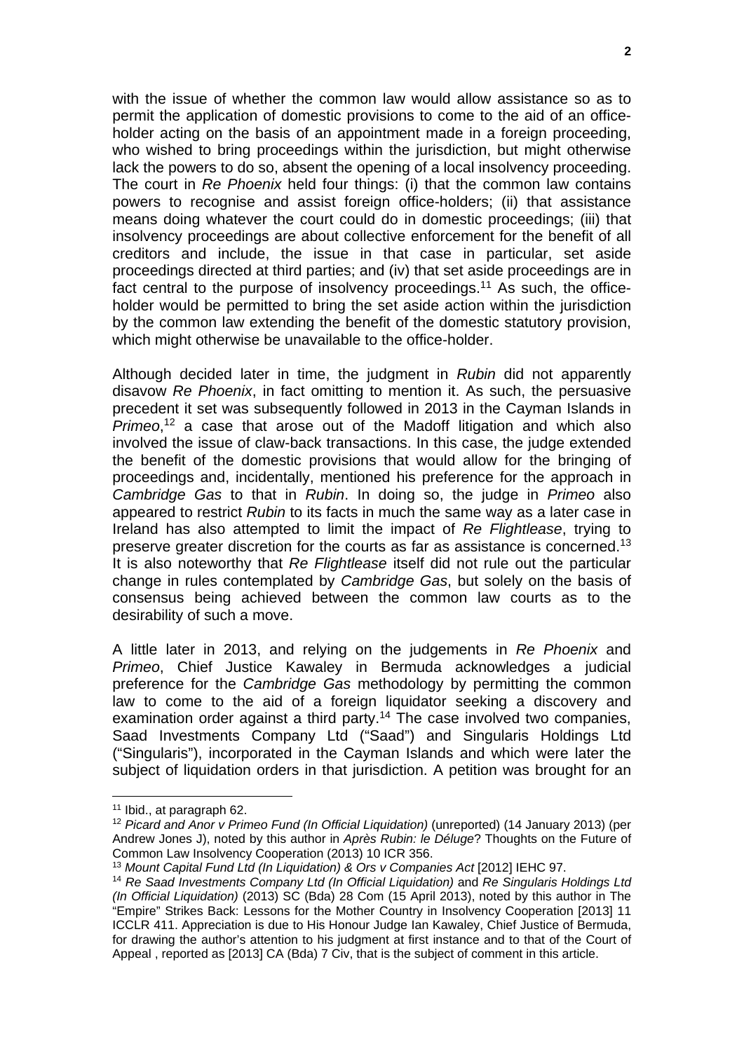with the issue of whether the common law would allow assistance so as to permit the application of domestic provisions to come to the aid of an office-holder acting on the basis of an appointment made in a foreign proceeding, who wished to bring proceedings within the jurisdiction, but might otherwise lack the powers to do so, absent the opening of a local insolvency proceeding. The court in *Re Phoenix* held four things: (i) that the common law contains powers to recognise and assist foreign office-holders; (ii) that assistance means doing whatever the court could do in domestic proceedings; (iii) that insolvency proceedings are about collective enforcement for the benefit of all creditors and include, the issue in that case in particular, set aside proceedings directed at third parties; and (iv) that set aside proceedings are in fact central to the purpose of insolvency proceedings.[11] As such, the office-holder would be permitted to bring the set aside action within the jurisdiction by the common law extending the benefit of the domestic statutory provision, which might otherwise be unavailable to the office-holder.

Although decided later in time, the judgment in *Rubin* did not apparently disavow *Re Phoenix*, in fact omitting to mention it. As such, the persuasive precedent it set was subsequently followed in 2013 in the Cayman Islands in *Primeo*,[12] a case that arose out of the Madoff litigation and which also involved the issue of claw-back transactions. In this case, the judge extended the benefit of the domestic provisions that would allow for the bringing of proceedings and, incidentally, mentioned his preference for the approach in *Cambridge Gas* to that in *Rubin*. In doing so, the judge in *Primeo* also appeared to restrict *Rubin* to its facts in much the same way as a later case in Ireland has also attempted to limit the impact of *Re Flightlease*, trying to preserve greater discretion for the courts as far as assistance is concerned.[13] It is also noteworthy that *Re Flightlease* itself did not rule out the particular change in rules contemplated by *Cambridge Gas*, but solely on the basis of consensus being achieved between the common law courts as to the desirability of such a move.

A little later in 2013, and relying on the judgements in *Re Phoenix* and *Primeo*, Chief Justice Kawaley in Bermuda acknowledges a judicial preference for the *Cambridge Gas* methodology by permitting the common law to come to the aid of a foreign liquidator seeking a discovery and examination order against a third party.[14] The case involved two companies, Saad Investments Company Ltd ("Saad") and Singularis Holdings Ltd ("Singularis"), incorporated in the Cayman Islands and which were later the subject of liquidation orders in that jurisdiction. A petition was brought for an

---

[11] Ibid., at paragraph 62.

[12] *Picard and Anor v Primeo Fund (In Official Liquidation)* (unreported) (14 January 2013) (per Andrew Jones J), noted by this author in *Après Rubin: le Déluge*? Thoughts on the Future of Common Law Insolvency Cooperation (2013) 10 ICR 356.

[13] *Mount Capital Fund Ltd (In Liquidation) & Ors v Companies Act* [2012] IEHC 97.

[14] *Re Saad Investments Company Ltd (In Official Liquidation)* and *Re Singularis Holdings Ltd (In Official Liquidation)* (2013) SC (Bda) 28 Com (15 April 2013), noted by this author in The "Empire" Strikes Back: Lessons for the Mother Country in Insolvency Cooperation [2013] 11 ICCLR 411. Appreciation is due to His Honour Judge Ian Kawaley, Chief Justice of Bermuda, for drawing the author's attention to his judgment at first instance and to that of the Court of Appeal , reported as [2013] CA (Bda) 7 Civ, that is the subject of comment in this article.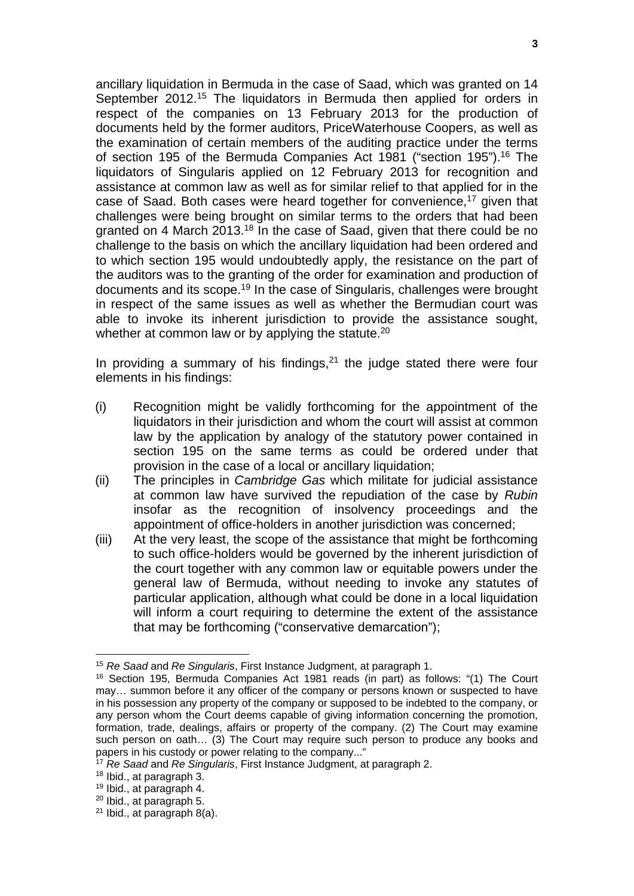ancillary liquidation in Bermuda in the case of Saad, which was granted on 14 September 2012.[15] The liquidators in Bermuda then applied for orders in respect of the companies on 13 February 2013 for the production of documents held by the former auditors, PriceWaterhouse Coopers, as well as the examination of certain members of the auditing practice under the terms of section 195 of the Bermuda Companies Act 1981 ("section 195").[16] The liquidators of Singularis applied on 12 February 2013 for recognition and assistance at common law as well as for similar relief to that applied for in the case of Saad. Both cases were heard together for convenience,[17] given that challenges were being brought on similar terms to the orders that had been granted on 4 March 2013.[18] In the case of Saad, given that there could be no challenge to the basis on which the ancillary liquidation had been ordered and to which section 195 would undoubtedly apply, the resistance on the part of the auditors was to the granting of the order for examination and production of documents and its scope.[19] In the case of Singularis, challenges were brought in respect of the same issues as well as whether the Bermudian court was able to invoke its inherent jurisdiction to provide the assistance sought, whether at common law or by applying the statute.[20]

In providing a summary of his findings,[21] the judge stated there were four elements in his findings:

(i) Recognition might be validly forthcoming for the appointment of the liquidators in their jurisdiction and whom the court will assist at common law by the application by analogy of the statutory power contained in section 195 on the same terms as could be ordered under that provision in the case of a local or ancillary liquidation;

(ii) The principles in *Cambridge Gas* which militate for judicial assistance at common law have survived the repudiation of the case by *Rubin* insofar as the recognition of insolvency proceedings and the appointment of office-holders in another jurisdiction was concerned;

(iii) At the very least, the scope of the assistance that might be forthcoming to such office-holders would be governed by the inherent jurisdiction of the court together with any common law or equitable powers under the general law of Bermuda, without needing to invoke any statutes of particular application, although what could be done in a local liquidation will inform a court requiring to determine the extent of the assistance that may be forthcoming ("conservative demarcation");

---

[15] *Re Saad* and *Re Singularis*, First Instance Judgment, at paragraph 1.

[16] Section 195, Bermuda Companies Act 1981 reads (in part) as follows: "(1) The Court may… summon before it any officer of the company or persons known or suspected to have in his possession any property of the company or supposed to be indebted to the company, or any person whom the Court deems capable of giving information concerning the promotion, formation, trade, dealings, affairs or property of the company. (2) The Court may examine such person on oath… (3) The Court may require such person to produce any books and papers in his custody or power relating to the company..."

[17] *Re Saad* and *Re Singularis*, First Instance Judgment, at paragraph 2.

[18] Ibid., at paragraph 3.

[19] Ibid., at paragraph 4.

[20] Ibid., at paragraph 5.

[21] Ibid., at paragraph 8(a).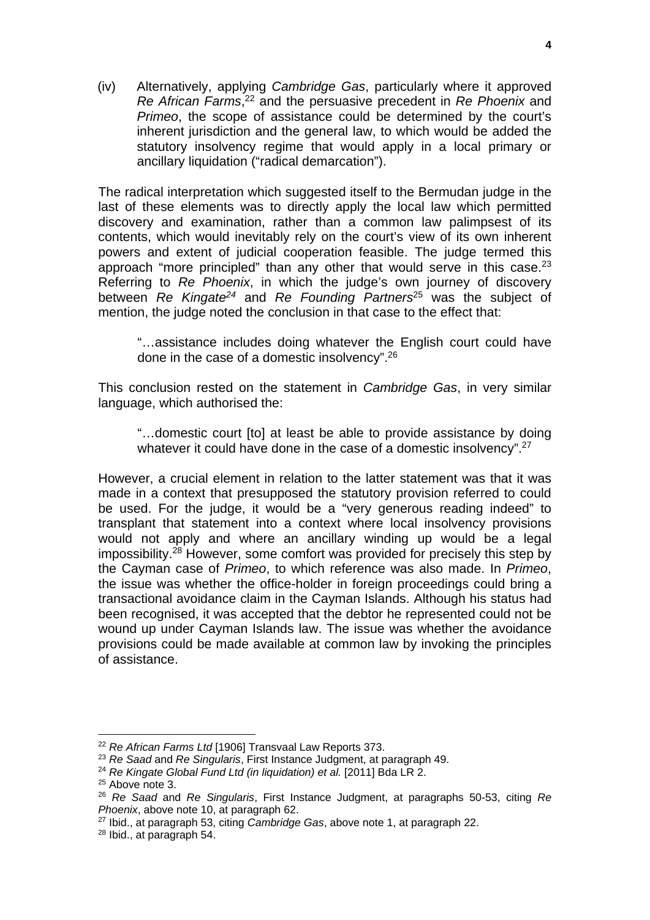(iv) Alternatively, applying *Cambridge Gas*, particularly where it approved *Re African Farms*,[22] and the persuasive precedent in *Re Phoenix* and *Primeo*, the scope of assistance could be determined by the court's inherent jurisdiction and the general law, to which would be added the statutory insolvency regime that would apply in a local primary or ancillary liquidation ("radical demarcation").

The radical interpretation which suggested itself to the Bermudan judge in the last of these elements was to directly apply the local law which permitted discovery and examination, rather than a common law palimpsest of its contents, which would inevitably rely on the court's view of its own inherent powers and extent of judicial cooperation feasible. The judge termed this approach "more principled" than any other that would serve in this case.[23] Referring to *Re Phoenix*, in which the judge's own journey of discovery between *Re Kingate*[24] and *Re Founding Partners*[25] was the subject of mention, the judge noted the conclusion in that case to the effect that:

> "…assistance includes doing whatever the English court could have done in the case of a domestic insolvency".[26]

This conclusion rested on the statement in *Cambridge Gas*, in very similar language, which authorised the:

> "…domestic court [to] at least be able to provide assistance by doing whatever it could have done in the case of a domestic insolvency".[27]

However, a crucial element in relation to the latter statement was that it was made in a context that presupposed the statutory provision referred to could be used. For the judge, it would be a "very generous reading indeed" to transplant that statement into a context where local insolvency provisions would not apply and where an ancillary winding up would be a legal impossibility.[28] However, some comfort was provided for precisely this step by the Cayman case of *Primeo*, to which reference was also made. In *Primeo*, the issue was whether the office-holder in foreign proceedings could bring a transactional avoidance claim in the Cayman Islands. Although his status had been recognised, it was accepted that the debtor he represented could not be wound up under Cayman Islands law. The issue was whether the avoidance provisions could be made available at common law by invoking the principles of assistance.

---

[22] *Re African Farms Ltd* [1906] Transvaal Law Reports 373.

[23] *Re Saad* and *Re Singularis*, First Instance Judgment, at paragraph 49.

[24] *Re Kingate Global Fund Ltd (in liquidation) et al.* [2011] Bda LR 2.

[25] Above note 3.

[26] *Re Saad* and *Re Singularis*, First Instance Judgment, at paragraphs 50-53, citing *Re Phoenix*, above note 10, at paragraph 62.

[27] Ibid., at paragraph 53, citing *Cambridge Gas*, above note 1, at paragraph 22.

[28] Ibid., at paragraph 54.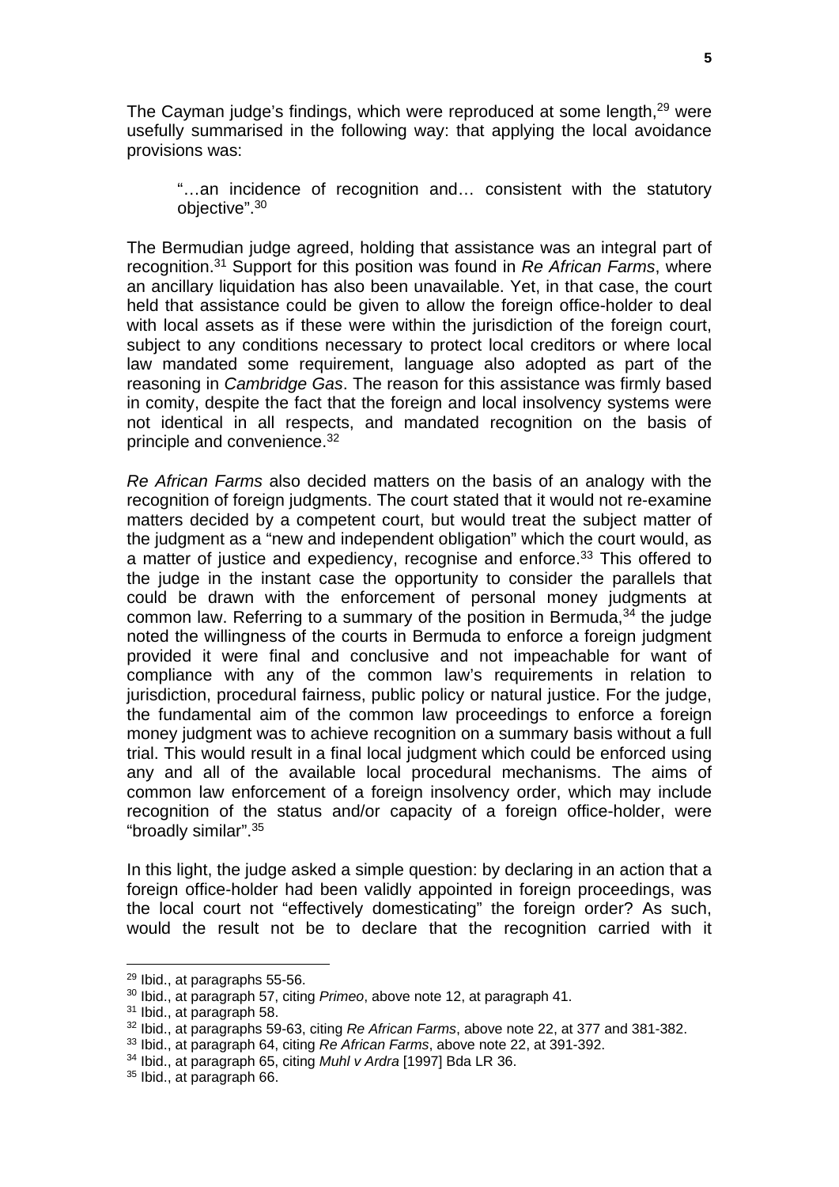The Cayman judge's findings, which were reproduced at some length,[29] were usefully summarised in the following way: that applying the local avoidance provisions was:

> "…an incidence of recognition and… consistent with the statutory objective".[30]

The Bermudian judge agreed, holding that assistance was an integral part of recognition.[31] Support for this position was found in *Re African Farms*, where an ancillary liquidation has also been unavailable. Yet, in that case, the court held that assistance could be given to allow the foreign office-holder to deal with local assets as if these were within the jurisdiction of the foreign court, subject to any conditions necessary to protect local creditors or where local law mandated some requirement, language also adopted as part of the reasoning in *Cambridge Gas*. The reason for this assistance was firmly based in comity, despite the fact that the foreign and local insolvency systems were not identical in all respects, and mandated recognition on the basis of principle and convenience.[32]

*Re African Farms* also decided matters on the basis of an analogy with the recognition of foreign judgments. The court stated that it would not re-examine matters decided by a competent court, but would treat the subject matter of the judgment as a "new and independent obligation" which the court would, as a matter of justice and expediency, recognise and enforce.[33] This offered to the judge in the instant case the opportunity to consider the parallels that could be drawn with the enforcement of personal money judgments at common law. Referring to a summary of the position in Bermuda,[34] the judge noted the willingness of the courts in Bermuda to enforce a foreign judgment provided it were final and conclusive and not impeachable for want of compliance with any of the common law's requirements in relation to jurisdiction, procedural fairness, public policy or natural justice. For the judge, the fundamental aim of the common law proceedings to enforce a foreign money judgment was to achieve recognition on a summary basis without a full trial. This would result in a final local judgment which could be enforced using any and all of the available local procedural mechanisms. The aims of common law enforcement of a foreign insolvency order, which may include recognition of the status and/or capacity of a foreign office-holder, were "broadly similar".[35]

In this light, the judge asked a simple question: by declaring in an action that a foreign office-holder had been validly appointed in foreign proceedings, was the local court not "effectively domesticating" the foreign order? As such, would the result not be to declare that the recognition carried with it

---

[29] Ibid., at paragraphs 55-56.

[30] Ibid., at paragraph 57, citing *Primeo*, above note 12, at paragraph 41.

[31] Ibid., at paragraph 58.

[32] Ibid., at paragraphs 59-63, citing *Re African Farms*, above note 22, at 377 and 381-382.

[33] Ibid., at paragraph 64, citing *Re African Farms*, above note 22, at 391-392.

[34] Ibid., at paragraph 65, citing *Muhl v Ardra* [1997] Bda LR 36.

[35] Ibid., at paragraph 66.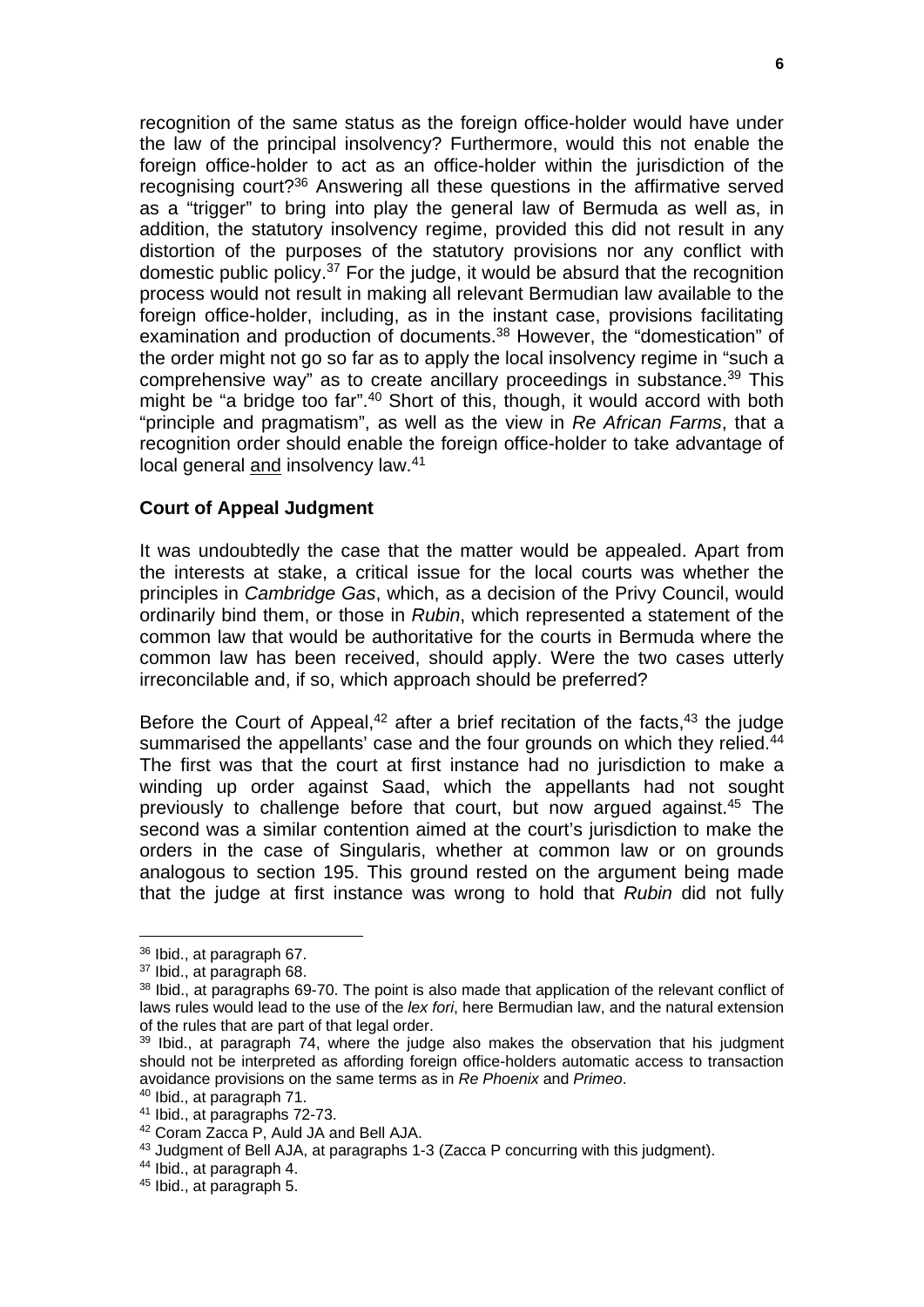recognition of the same status as the foreign office-holder would have under the law of the principal insolvency? Furthermore, would this not enable the foreign office-holder to act as an office-holder within the jurisdiction of the recognising court?[36] Answering all these questions in the affirmative served as a "trigger" to bring into play the general law of Bermuda as well as, in addition, the statutory insolvency regime, provided this did not result in any distortion of the purposes of the statutory provisions nor any conflict with domestic public policy.[37] For the judge, it would be absurd that the recognition process would not result in making all relevant Bermudian law available to the foreign office-holder, including, as in the instant case, provisions facilitating examination and production of documents.[38] However, the "domestication" of the order might not go so far as to apply the local insolvency regime in "such a comprehensive way" as to create ancillary proceedings in substance.[39] This might be "a bridge too far".[40] Short of this, though, it would accord with both "principle and pragmatism", as well as the view in *Re African Farms*, that a recognition order should enable the foreign office-holder to take advantage of local general <u>and</u> insolvency law.[41]

**Court of Appeal Judgment**

It was undoubtedly the case that the matter would be appealed. Apart from the interests at stake, a critical issue for the local courts was whether the principles in *Cambridge Gas*, which, as a decision of the Privy Council, would ordinarily bind them, or those in *Rubin*, which represented a statement of the common law that would be authoritative for the courts in Bermuda where the common law has been received, should apply. Were the two cases utterly irreconcilable and, if so, which approach should be preferred?

Before the Court of Appeal,[42] after a brief recitation of the facts,[43] the judge summarised the appellants' case and the four grounds on which they relied.[44] The first was that the court at first instance had no jurisdiction to make a winding up order against Saad, which the appellants had not sought previously to challenge before that court, but now argued against.[45] The second was a similar contention aimed at the court's jurisdiction to make the orders in the case of Singularis, whether at common law or on grounds analogous to section 195. This ground rested on the argument being made that the judge at first instance was wrong to hold that *Rubin* did not fully

---

[36] Ibid., at paragraph 67.

[37] Ibid., at paragraph 68.

[38] Ibid., at paragraphs 69-70. The point is also made that application of the relevant conflict of laws rules would lead to the use of the *lex fori*, here Bermudian law, and the natural extension of the rules that are part of that legal order.

[39] Ibid., at paragraph 74, where the judge also makes the observation that his judgment should not be interpreted as affording foreign office-holders automatic access to transaction avoidance provisions on the same terms as in *Re Phoenix* and *Primeo*.

[40] Ibid., at paragraph 71.

[41] Ibid., at paragraphs 72-73.

[42] Coram Zacca P, Auld JA and Bell AJA.

[43] Judgment of Bell AJA, at paragraphs 1-3 (Zacca P concurring with this judgment).

[44] Ibid., at paragraph 4.

[45] Ibid., at paragraph 5.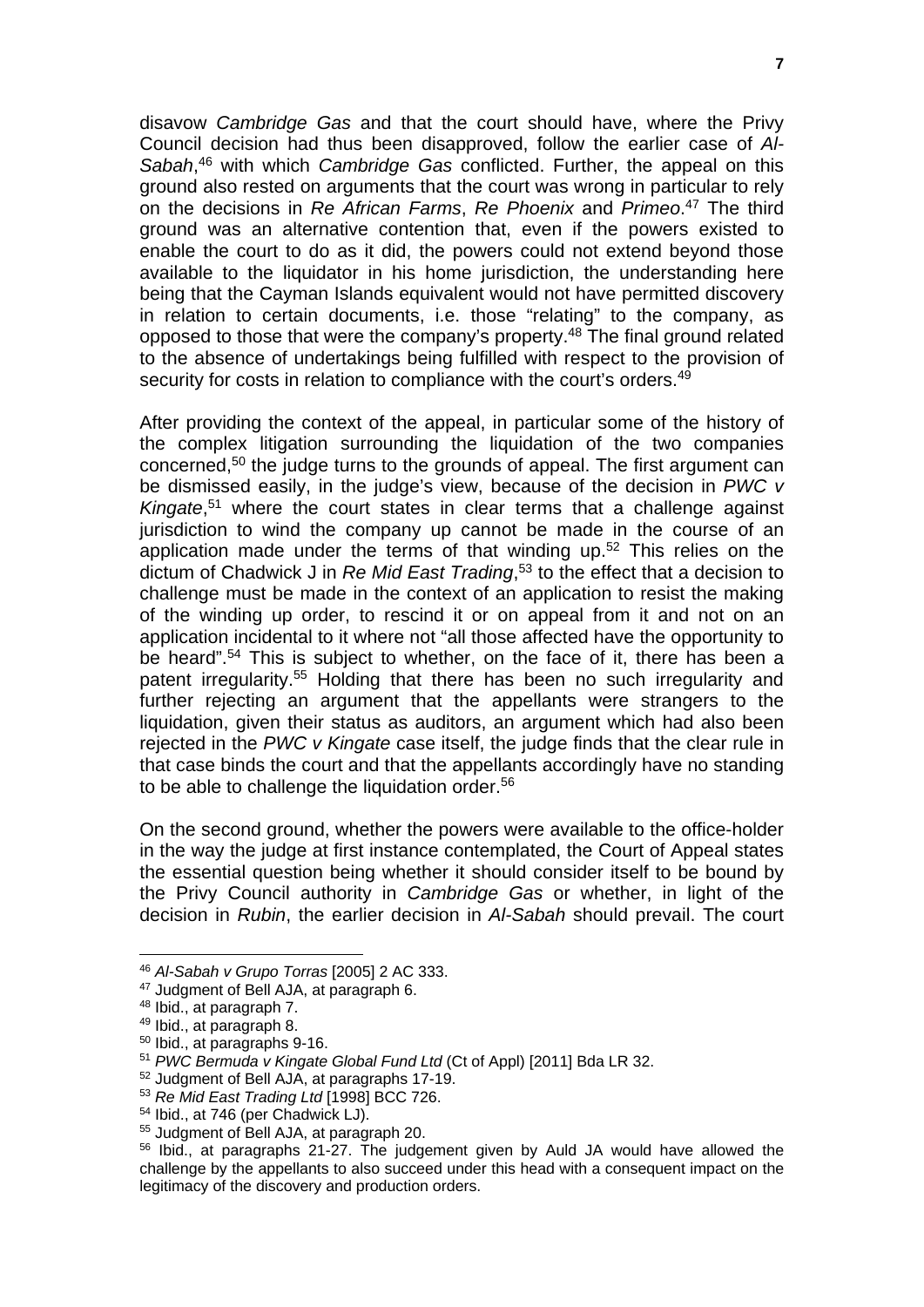disavow *Cambridge Gas* and that the court should have, where the Privy Council decision had thus been disapproved, follow the earlier case of *Al-Sabah*,[46] with which *Cambridge Gas* conflicted. Further, the appeal on this ground also rested on arguments that the court was wrong in particular to rely on the decisions in *Re African Farms*, *Re Phoenix* and *Primeo*.[47] The third ground was an alternative contention that, even if the powers existed to enable the court to do as it did, the powers could not extend beyond those available to the liquidator in his home jurisdiction, the understanding here being that the Cayman Islands equivalent would not have permitted discovery in relation to certain documents, i.e. those "relating" to the company, as opposed to those that were the company's property.[48] The final ground related to the absence of undertakings being fulfilled with respect to the provision of security for costs in relation to compliance with the court's orders.[49]

After providing the context of the appeal, in particular some of the history of the complex litigation surrounding the liquidation of the two companies concerned,[50] the judge turns to the grounds of appeal. The first argument can be dismissed easily, in the judge's view, because of the decision in *PWC v Kingate*,[51] where the court states in clear terms that a challenge against jurisdiction to wind the company up cannot be made in the course of an application made under the terms of that winding up.[52] This relies on the dictum of Chadwick J in *Re Mid East Trading*,[53] to the effect that a decision to challenge must be made in the context of an application to resist the making of the winding up order, to rescind it or on appeal from it and not on an application incidental to it where not "all those affected have the opportunity to be heard".[54] This is subject to whether, on the face of it, there has been a patent irregularity.[55] Holding that there has been no such irregularity and further rejecting an argument that the appellants were strangers to the liquidation, given their status as auditors, an argument which had also been rejected in the *PWC v Kingate* case itself, the judge finds that the clear rule in that case binds the court and that the appellants accordingly have no standing to be able to challenge the liquidation order.[56]

On the second ground, whether the powers were available to the office-holder in the way the judge at first instance contemplated, the Court of Appeal states the essential question being whether it should consider itself to be bound by the Privy Council authority in *Cambridge Gas* or whether, in light of the decision in *Rubin*, the earlier decision in *Al-Sabah* should prevail. The court

---

[46] *Al-Sabah v Grupo Torras* [2005] 2 AC 333.

[47] Judgment of Bell AJA, at paragraph 6.

[48] Ibid., at paragraph 7.

[49] Ibid., at paragraph 8.

[50] Ibid., at paragraphs 9-16.

[51] *PWC Bermuda v Kingate Global Fund Ltd* (Ct of Appl) [2011] Bda LR 32.

[52] Judgment of Bell AJA, at paragraphs 17-19.

[53] *Re Mid East Trading Ltd* [1998] BCC 726.

[54] Ibid., at 746 (per Chadwick LJ).

[55] Judgment of Bell AJA, at paragraph 20.

[56] Ibid., at paragraphs 21-27. The judgement given by Auld JA would have allowed the challenge by the appellants to also succeed under this head with a consequent impact on the legitimacy of the discovery and production orders.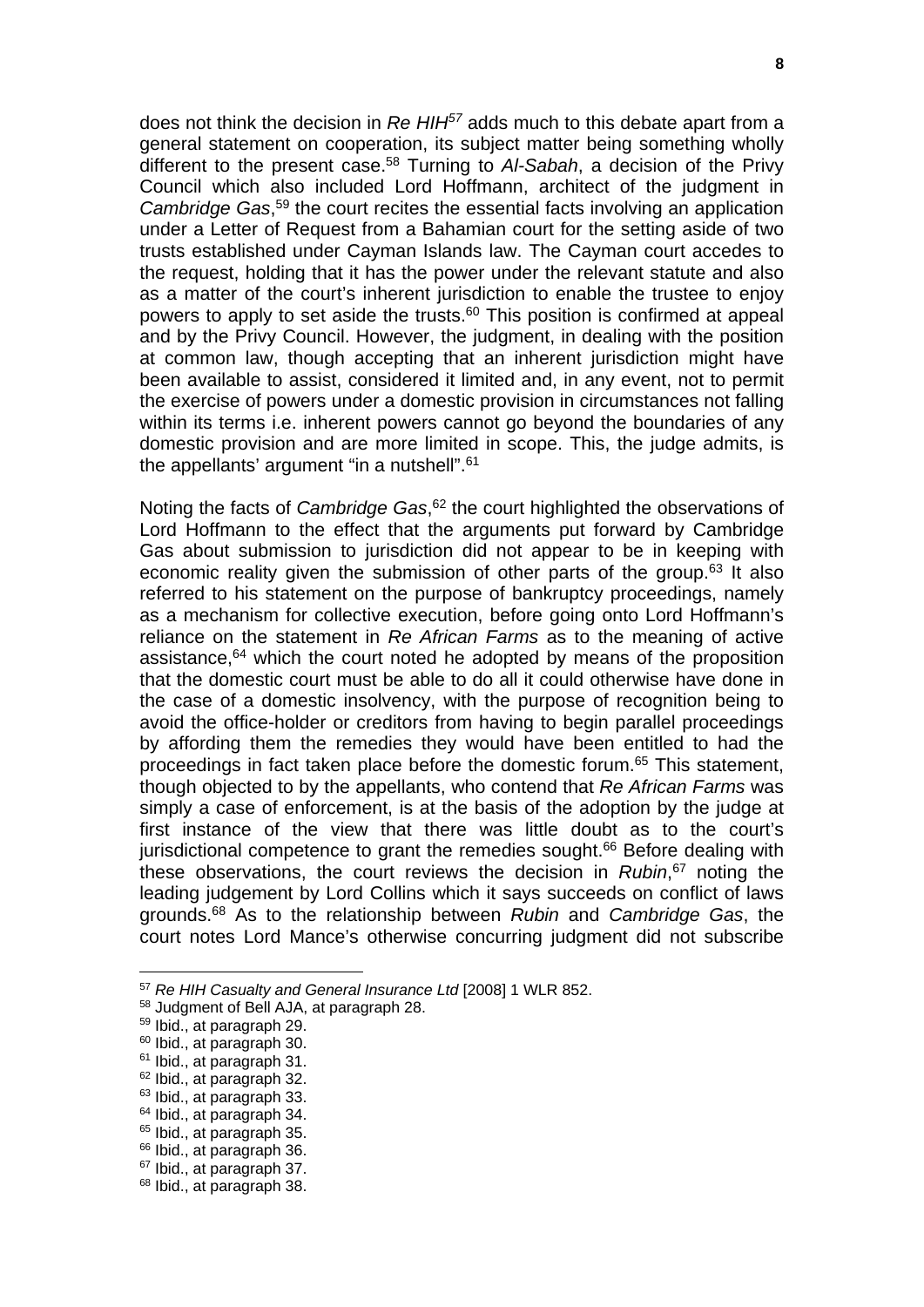does not think the decision in *Re HIH*[57] adds much to this debate apart from a general statement on cooperation, its subject matter being something wholly different to the present case.[58] Turning to *Al-Sabah*, a decision of the Privy Council which also included Lord Hoffmann, architect of the judgment in *Cambridge Gas*,[59] the court recites the essential facts involving an application under a Letter of Request from a Bahamian court for the setting aside of two trusts established under Cayman Islands law. The Cayman court accedes to the request, holding that it has the power under the relevant statute and also as a matter of the court's inherent jurisdiction to enable the trustee to enjoy powers to apply to set aside the trusts.[60] This position is confirmed at appeal and by the Privy Council. However, the judgment, in dealing with the position at common law, though accepting that an inherent jurisdiction might have been available to assist, considered it limited and, in any event, not to permit the exercise of powers under a domestic provision in circumstances not falling within its terms i.e. inherent powers cannot go beyond the boundaries of any domestic provision and are more limited in scope. This, the judge admits, is the appellants' argument "in a nutshell".[61]

Noting the facts of *Cambridge Gas*,[62] the court highlighted the observations of Lord Hoffmann to the effect that the arguments put forward by Cambridge Gas about submission to jurisdiction did not appear to be in keeping with economic reality given the submission of other parts of the group.[63] It also referred to his statement on the purpose of bankruptcy proceedings, namely as a mechanism for collective execution, before going onto Lord Hoffmann's reliance on the statement in *Re African Farms* as to the meaning of active assistance,[64] which the court noted he adopted by means of the proposition that the domestic court must be able to do all it could otherwise have done in the case of a domestic insolvency, with the purpose of recognition being to avoid the office-holder or creditors from having to begin parallel proceedings by affording them the remedies they would have been entitled to had the proceedings in fact taken place before the domestic forum.[65] This statement, though objected to by the appellants, who contend that *Re African Farms* was simply a case of enforcement, is at the basis of the adoption by the judge at first instance of the view that there was little doubt as to the court's jurisdictional competence to grant the remedies sought.[66] Before dealing with these observations, the court reviews the decision in *Rubin*,[67] noting the leading judgement by Lord Collins which it says succeeds on conflict of laws grounds.[68] As to the relationship between *Rubin* and *Cambridge Gas*, the court notes Lord Mance's otherwise concurring judgment did not subscribe

---

[57] *Re HIH Casualty and General Insurance Ltd* [2008] 1 WLR 852.

[58] Judgment of Bell AJA, at paragraph 28.

[59] Ibid., at paragraph 29.

[60] Ibid., at paragraph 30.

[61] Ibid., at paragraph 31.

[62] Ibid., at paragraph 32.

[63] Ibid., at paragraph 33.

[64] Ibid., at paragraph 34.

[65] Ibid., at paragraph 35.

[66] Ibid., at paragraph 36.

[67] Ibid., at paragraph 37.

[68] Ibid., at paragraph 38.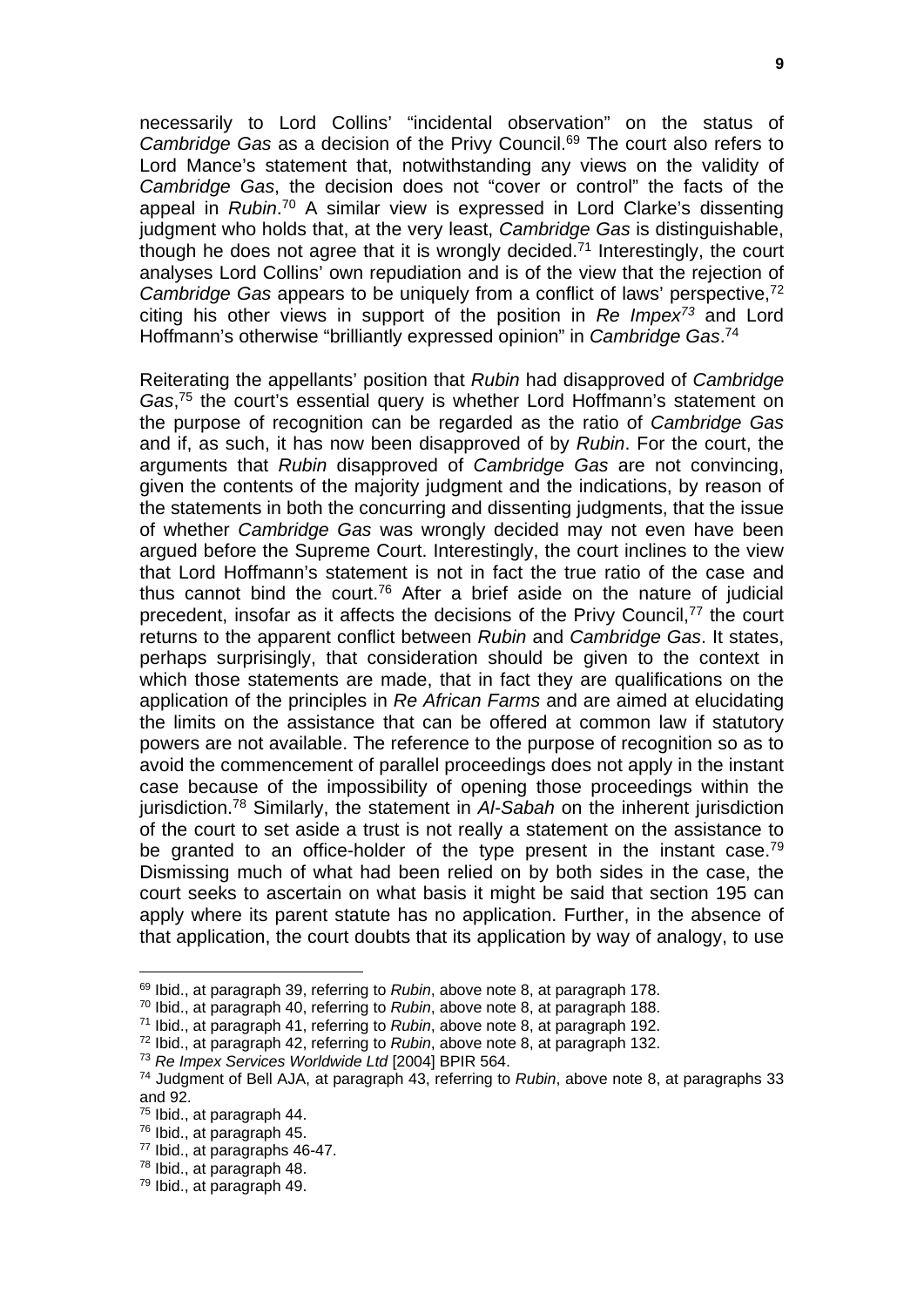necessarily to Lord Collins' "incidental observation" on the status of *Cambridge Gas* as a decision of the Privy Council.[69] The court also refers to Lord Mance's statement that, notwithstanding any views on the validity of *Cambridge Gas*, the decision does not "cover or control" the facts of the appeal in *Rubin*.[70] A similar view is expressed in Lord Clarke's dissenting judgment who holds that, at the very least, *Cambridge Gas* is distinguishable, though he does not agree that it is wrongly decided.[71] Interestingly, the court analyses Lord Collins' own repudiation and is of the view that the rejection of *Cambridge Gas* appears to be uniquely from a conflict of laws' perspective,[72] citing his other views in support of the position in *Re Impex*[73] and Lord Hoffmann's otherwise "brilliantly expressed opinion" in *Cambridge Gas*.[74]

Reiterating the appellants' position that *Rubin* had disapproved of *Cambridge Gas*,[75] the court's essential query is whether Lord Hoffmann's statement on the purpose of recognition can be regarded as the ratio of *Cambridge Gas* and if, as such, it has now been disapproved of by *Rubin*. For the court, the arguments that *Rubin* disapproved of *Cambridge Gas* are not convincing, given the contents of the majority judgment and the indications, by reason of the statements in both the concurring and dissenting judgments, that the issue of whether *Cambridge Gas* was wrongly decided may not even have been argued before the Supreme Court. Interestingly, the court inclines to the view that Lord Hoffmann's statement is not in fact the true ratio of the case and thus cannot bind the court.[76] After a brief aside on the nature of judicial precedent, insofar as it affects the decisions of the Privy Council,[77] the court returns to the apparent conflict between *Rubin* and *Cambridge Gas*. It states, perhaps surprisingly, that consideration should be given to the context in which those statements are made, that in fact they are qualifications on the application of the principles in *Re African Farms* and are aimed at elucidating the limits on the assistance that can be offered at common law if statutory powers are not available. The reference to the purpose of recognition so as to avoid the commencement of parallel proceedings does not apply in the instant case because of the impossibility of opening those proceedings within the jurisdiction.[78] Similarly, the statement in *Al-Sabah* on the inherent jurisdiction of the court to set aside a trust is not really a statement on the assistance to be granted to an office-holder of the type present in the instant case.[79] Dismissing much of what had been relied on by both sides in the case, the court seeks to ascertain on what basis it might be said that section 195 can apply where its parent statute has no application. Further, in the absence of that application, the court doubts that its application by way of analogy, to use

---

[69] Ibid., at paragraph 39, referring to *Rubin*, above note 8, at paragraph 178.

[70] Ibid., at paragraph 40, referring to *Rubin*, above note 8, at paragraph 188.

[71] Ibid., at paragraph 41, referring to *Rubin*, above note 8, at paragraph 192.

[72] Ibid., at paragraph 42, referring to *Rubin*, above note 8, at paragraph 132.

[73] *Re Impex Services Worldwide Ltd* [2004] BPIR 564.

[74] Judgment of Bell AJA, at paragraph 43, referring to *Rubin*, above note 8, at paragraphs 33 and 92.

[75] Ibid., at paragraph 44.

[76] Ibid., at paragraph 45.

[77] Ibid., at paragraphs 46-47.

[78] Ibid., at paragraph 48.

[79] Ibid., at paragraph 49.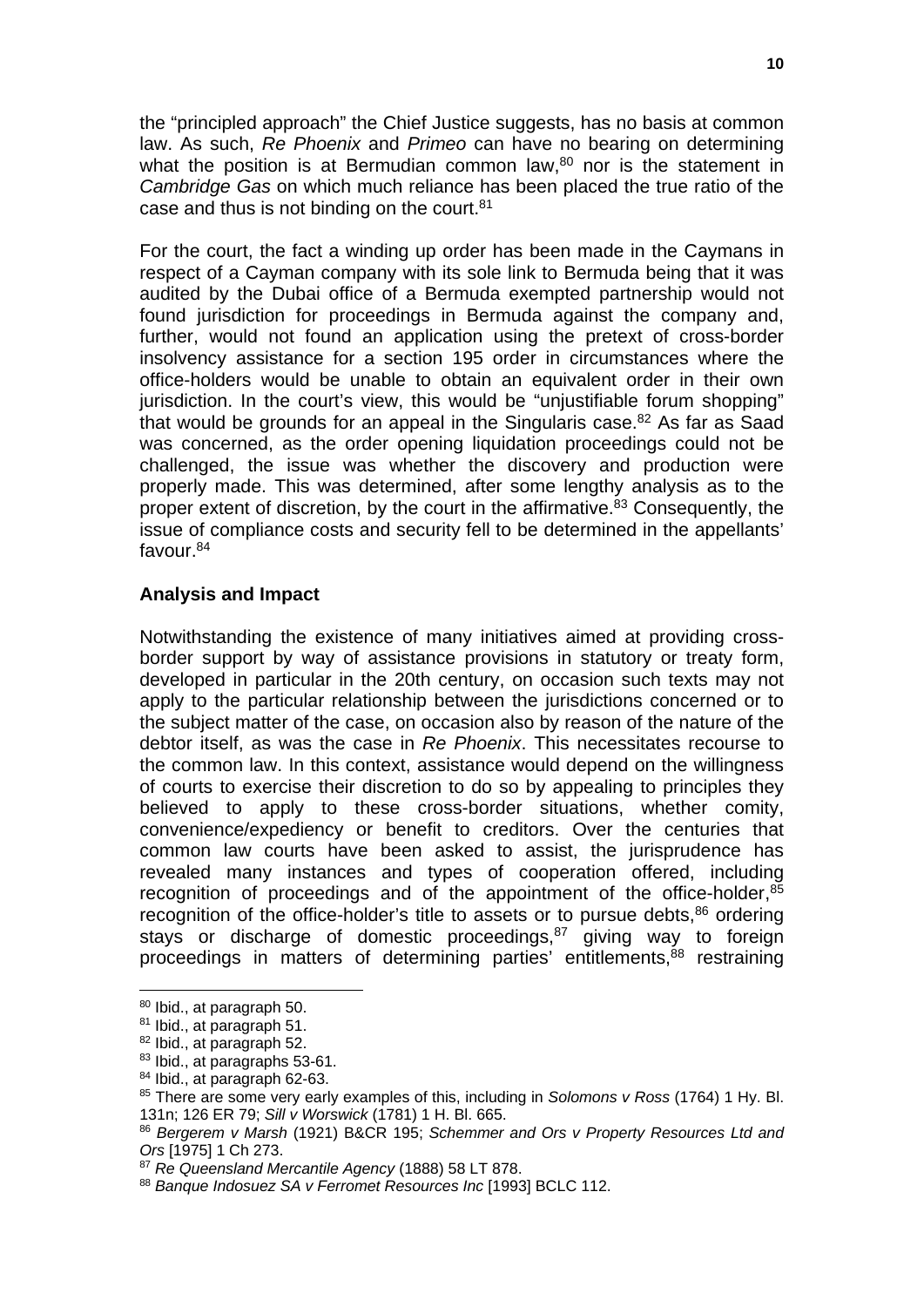the "principled approach" the Chief Justice suggests, has no basis at common law. As such, *Re Phoenix* and *Primeo* can have no bearing on determining what the position is at Bermudian common law,[80] nor is the statement in *Cambridge Gas* on which much reliance has been placed the true ratio of the case and thus is not binding on the court.[81]

For the court, the fact a winding up order has been made in the Caymans in respect of a Cayman company with its sole link to Bermuda being that it was audited by the Dubai office of a Bermuda exempted partnership would not found jurisdiction for proceedings in Bermuda against the company and, further, would not found an application using the pretext of cross-border insolvency assistance for a section 195 order in circumstances where the office-holders would be unable to obtain an equivalent order in their own jurisdiction. In the court's view, this would be "unjustifiable forum shopping" that would be grounds for an appeal in the Singularis case.[82] As far as Saad was concerned, as the order opening liquidation proceedings could not be challenged, the issue was whether the discovery and production were properly made. This was determined, after some lengthy analysis as to the proper extent of discretion, by the court in the affirmative.[83] Consequently, the issue of compliance costs and security fell to be determined in the appellants' favour.[84]

**Analysis and Impact**

Notwithstanding the existence of many initiatives aimed at providing cross-border support by way of assistance provisions in statutory or treaty form, developed in particular in the 20th century, on occasion such texts may not apply to the particular relationship between the jurisdictions concerned or to the subject matter of the case, on occasion also by reason of the nature of the debtor itself, as was the case in *Re Phoenix*. This necessitates recourse to the common law. In this context, assistance would depend on the willingness of courts to exercise their discretion to do so by appealing to principles they believed to apply to these cross-border situations, whether comity, convenience/expediency or benefit to creditors. Over the centuries that common law courts have been asked to assist, the jurisprudence has revealed many instances and types of cooperation offered, including recognition of proceedings and of the appointment of the office-holder,[85] recognition of the office-holder's title to assets or to pursue debts,[86] ordering stays or discharge of domestic proceedings,[87] giving way to foreign proceedings in matters of determining parties' entitlements,[88] restraining

---

[80] Ibid., at paragraph 50.

[81] Ibid., at paragraph 51.

[82] Ibid., at paragraph 52.

[83] Ibid., at paragraphs 53-61.

[84] Ibid., at paragraph 62-63.

[85] There are some very early examples of this, including in *Solomons v Ross* (1764) 1 Hy. Bl. 131n; 126 ER 79; *Sill v Worswick* (1781) 1 H. Bl. 665.

[86] *Bergerem v Marsh* (1921) B&CR 195; *Schemmer and Ors v Property Resources Ltd and Ors* [1975] 1 Ch 273.

[87] *Re Queensland Mercantile Agency* (1888) 58 LT 878.

[88] *Banque Indosuez SA v Ferromet Resources Inc* [1993] BCLC 112.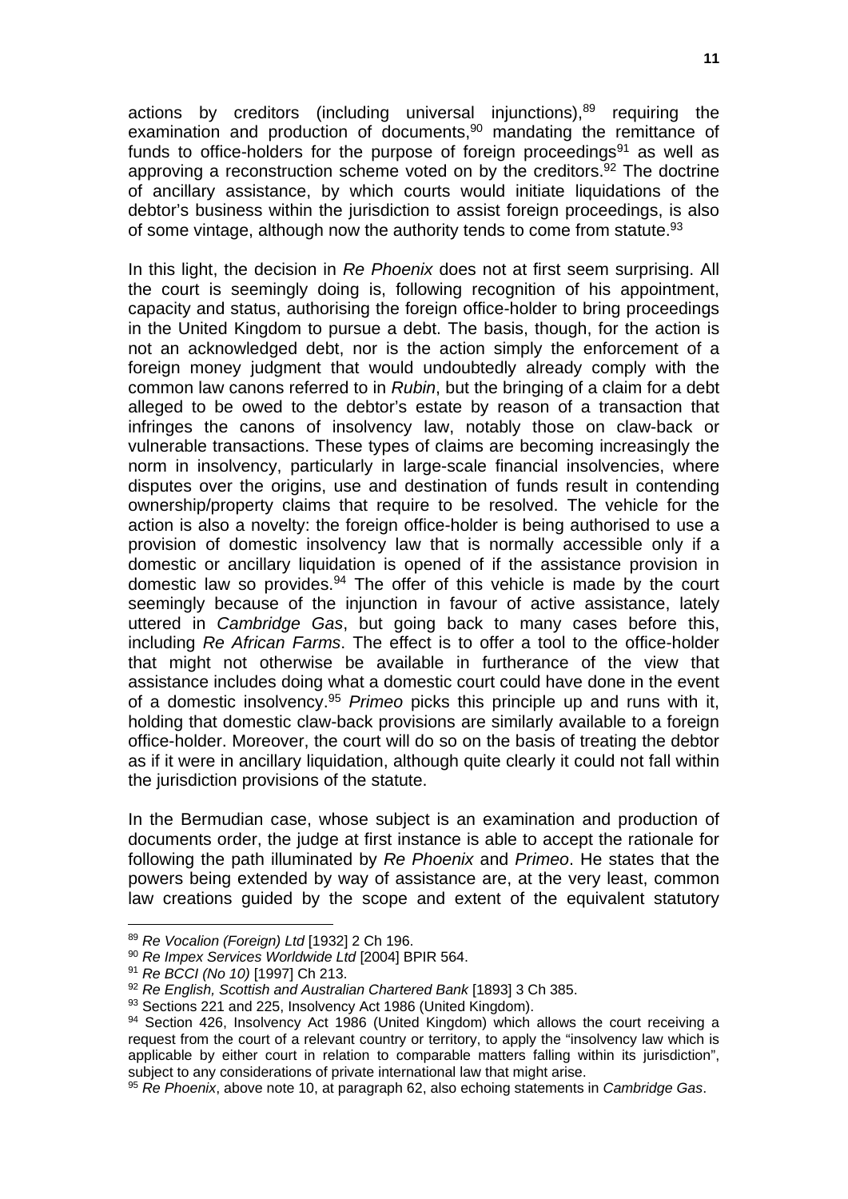actions by creditors (including universal injunctions),[89] requiring the examination and production of documents,[90] mandating the remittance of funds to office-holders for the purpose of foreign proceedings[91] as well as approving a reconstruction scheme voted on by the creditors.[92] The doctrine of ancillary assistance, by which courts would initiate liquidations of the debtor's business within the jurisdiction to assist foreign proceedings, is also of some vintage, although now the authority tends to come from statute.[93]

In this light, the decision in *Re Phoenix* does not at first seem surprising. All the court is seemingly doing is, following recognition of his appointment, capacity and status, authorising the foreign office-holder to bring proceedings in the United Kingdom to pursue a debt. The basis, though, for the action is not an acknowledged debt, nor is the action simply the enforcement of a foreign money judgment that would undoubtedly already comply with the common law canons referred to in *Rubin*, but the bringing of a claim for a debt alleged to be owed to the debtor's estate by reason of a transaction that infringes the canons of insolvency law, notably those on claw-back or vulnerable transactions. These types of claims are becoming increasingly the norm in insolvency, particularly in large-scale financial insolvencies, where disputes over the origins, use and destination of funds result in contending ownership/property claims that require to be resolved. The vehicle for the action is also a novelty: the foreign office-holder is being authorised to use a provision of domestic insolvency law that is normally accessible only if a domestic or ancillary liquidation is opened of if the assistance provision in domestic law so provides.[94] The offer of this vehicle is made by the court seemingly because of the injunction in favour of active assistance, lately uttered in *Cambridge Gas*, but going back to many cases before this, including *Re African Farms*. The effect is to offer a tool to the office-holder that might not otherwise be available in furtherance of the view that assistance includes doing what a domestic court could have done in the event of a domestic insolvency.[95] *Primeo* picks this principle up and runs with it, holding that domestic claw-back provisions are similarly available to a foreign office-holder. Moreover, the court will do so on the basis of treating the debtor as if it were in ancillary liquidation, although quite clearly it could not fall within the jurisdiction provisions of the statute.

In the Bermudian case, whose subject is an examination and production of documents order, the judge at first instance is able to accept the rationale for following the path illuminated by *Re Phoenix* and *Primeo*. He states that the powers being extended by way of assistance are, at the very least, common law creations guided by the scope and extent of the equivalent statutory

---

[89] *Re Vocalion (Foreign) Ltd* [1932] 2 Ch 196.

[90] *Re Impex Services Worldwide Ltd* [2004] BPIR 564.

[91] *Re BCCI (No 10)* [1997] Ch 213.

[92] *Re English, Scottish and Australian Chartered Bank* [1893] 3 Ch 385.

[93] Sections 221 and 225, Insolvency Act 1986 (United Kingdom).

[94] Section 426, Insolvency Act 1986 (United Kingdom) which allows the court receiving a request from the court of a relevant country or territory, to apply the "insolvency law which is applicable by either court in relation to comparable matters falling within its jurisdiction", subject to any considerations of private international law that might arise.

[95] *Re Phoenix*, above note 10, at paragraph 62, also echoing statements in *Cambridge Gas*.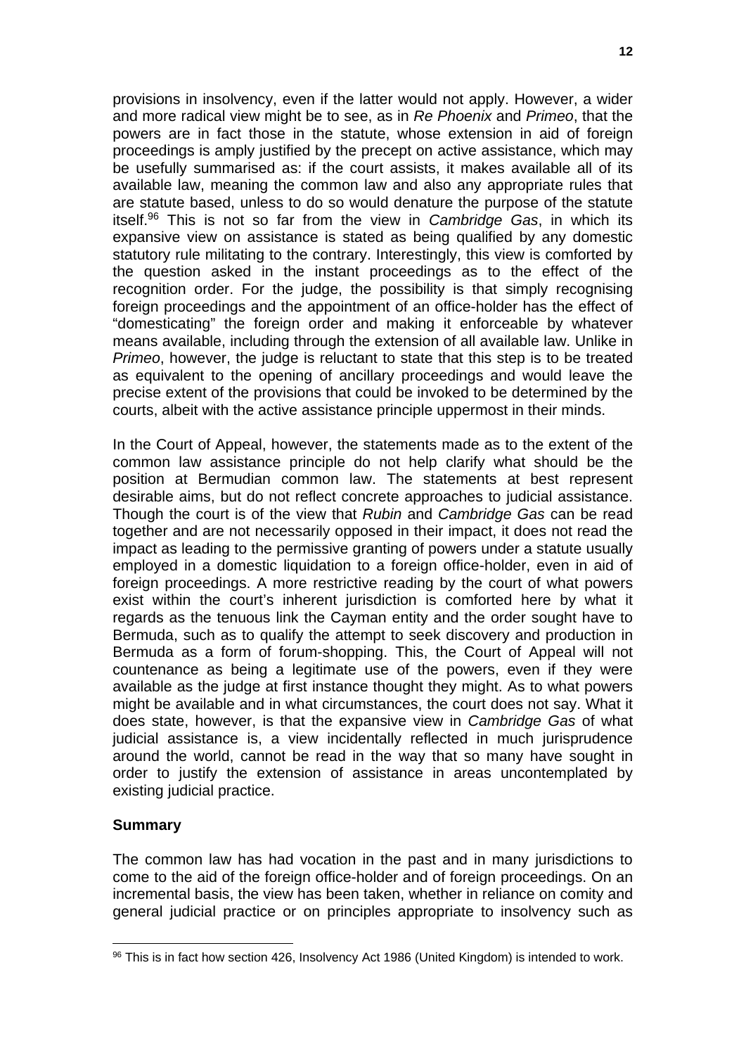provisions in insolvency, even if the latter would not apply. However, a wider and more radical view might be to see, as in *Re Phoenix* and *Primeo*, that the powers are in fact those in the statute, whose extension in aid of foreign proceedings is amply justified by the precept on active assistance, which may be usefully summarised as: if the court assists, it makes available all of its available law, meaning the common law and also any appropriate rules that are statute based, unless to do so would denature the purpose of the statute itself.[96] This is not so far from the view in *Cambridge Gas*, in which its expansive view on assistance is stated as being qualified by any domestic statutory rule militating to the contrary. Interestingly, this view is comforted by the question asked in the instant proceedings as to the effect of the recognition order. For the judge, the possibility is that simply recognising foreign proceedings and the appointment of an office-holder has the effect of "domesticating" the foreign order and making it enforceable by whatever means available, including through the extension of all available law. Unlike in *Primeo*, however, the judge is reluctant to state that this step is to be treated as equivalent to the opening of ancillary proceedings and would leave the precise extent of the provisions that could be invoked to be determined by the courts, albeit with the active assistance principle uppermost in their minds.

In the Court of Appeal, however, the statements made as to the extent of the common law assistance principle do not help clarify what should be the position at Bermudian common law. The statements at best represent desirable aims, but do not reflect concrete approaches to judicial assistance. Though the court is of the view that *Rubin* and *Cambridge Gas* can be read together and are not necessarily opposed in their impact, it does not read the impact as leading to the permissive granting of powers under a statute usually employed in a domestic liquidation to a foreign office-holder, even in aid of foreign proceedings. A more restrictive reading by the court of what powers exist within the court's inherent jurisdiction is comforted here by what it regards as the tenuous link the Cayman entity and the order sought have to Bermuda, such as to qualify the attempt to seek discovery and production in Bermuda as a form of forum-shopping. This, the Court of Appeal will not countenance as being a legitimate use of the powers, even if they were available as the judge at first instance thought they might. As to what powers might be available and in what circumstances, the court does not say. What it does state, however, is that the expansive view in *Cambridge Gas* of what judicial assistance is, a view incidentally reflected in much jurisprudence around the world, cannot be read in the way that so many have sought in order to justify the extension of assistance in areas uncontemplated by existing judicial practice.

**Summary**

The common law has had vocation in the past and in many jurisdictions to come to the aid of the foreign office-holder and of foreign proceedings. On an incremental basis, the view has been taken, whether in reliance on comity and general judicial practice or on principles appropriate to insolvency such as

---

[96] This is in fact how section 426, Insolvency Act 1986 (United Kingdom) is intended to work.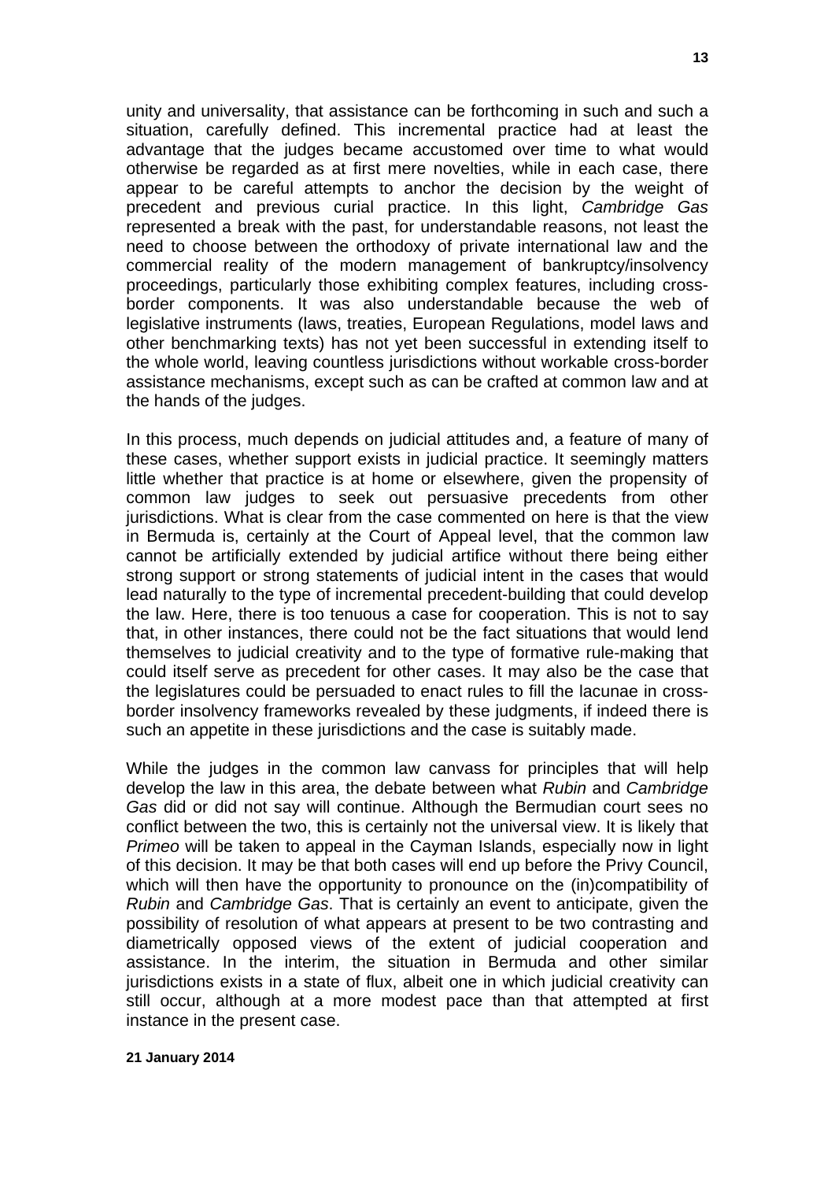unity and universality, that assistance can be forthcoming in such and such a situation, carefully defined. This incremental practice had at least the advantage that the judges became accustomed over time to what would otherwise be regarded as at first mere novelties, while in each case, there appear to be careful attempts to anchor the decision by the weight of precedent and previous curial practice. In this light, *Cambridge Gas* represented a break with the past, for understandable reasons, not least the need to choose between the orthodoxy of private international law and the commercial reality of the modern management of bankruptcy/insolvency proceedings, particularly those exhibiting complex features, including cross-border components. It was also understandable because the web of legislative instruments (laws, treaties, European Regulations, model laws and other benchmarking texts) has not yet been successful in extending itself to the whole world, leaving countless jurisdictions without workable cross-border assistance mechanisms, except such as can be crafted at common law and at the hands of the judges.

In this process, much depends on judicial attitudes and, a feature of many of these cases, whether support exists in judicial practice. It seemingly matters little whether that practice is at home or elsewhere, given the propensity of common law judges to seek out persuasive precedents from other jurisdictions. What is clear from the case commented on here is that the view in Bermuda is, certainly at the Court of Appeal level, that the common law cannot be artificially extended by judicial artifice without there being either strong support or strong statements of judicial intent in the cases that would lead naturally to the type of incremental precedent-building that could develop the law. Here, there is too tenuous a case for cooperation. This is not to say that, in other instances, there could not be the fact situations that would lend themselves to judicial creativity and to the type of formative rule-making that could itself serve as precedent for other cases. It may also be the case that the legislatures could be persuaded to enact rules to fill the lacunae in cross-border insolvency frameworks revealed by these judgments, if indeed there is such an appetite in these jurisdictions and the case is suitably made.

While the judges in the common law canvass for principles that will help develop the law in this area, the debate between what *Rubin* and *Cambridge Gas* did or did not say will continue. Although the Bermudian court sees no conflict between the two, this is certainly not the universal view. It is likely that *Primeo* will be taken to appeal in the Cayman Islands, especially now in light of this decision. It may be that both cases will end up before the Privy Council, which will then have the opportunity to pronounce on the (in)compatibility of *Rubin* and *Cambridge Gas*. That is certainly an event to anticipate, given the possibility of resolution of what appears at present to be two contrasting and diametrically opposed views of the extent of judicial cooperation and assistance. In the interim, the situation in Bermuda and other similar jurisdictions exists in a state of flux, albeit one in which judicial creativity can still occur, although at a more modest pace than that attempted at first instance in the present case.

**21 January 2014**